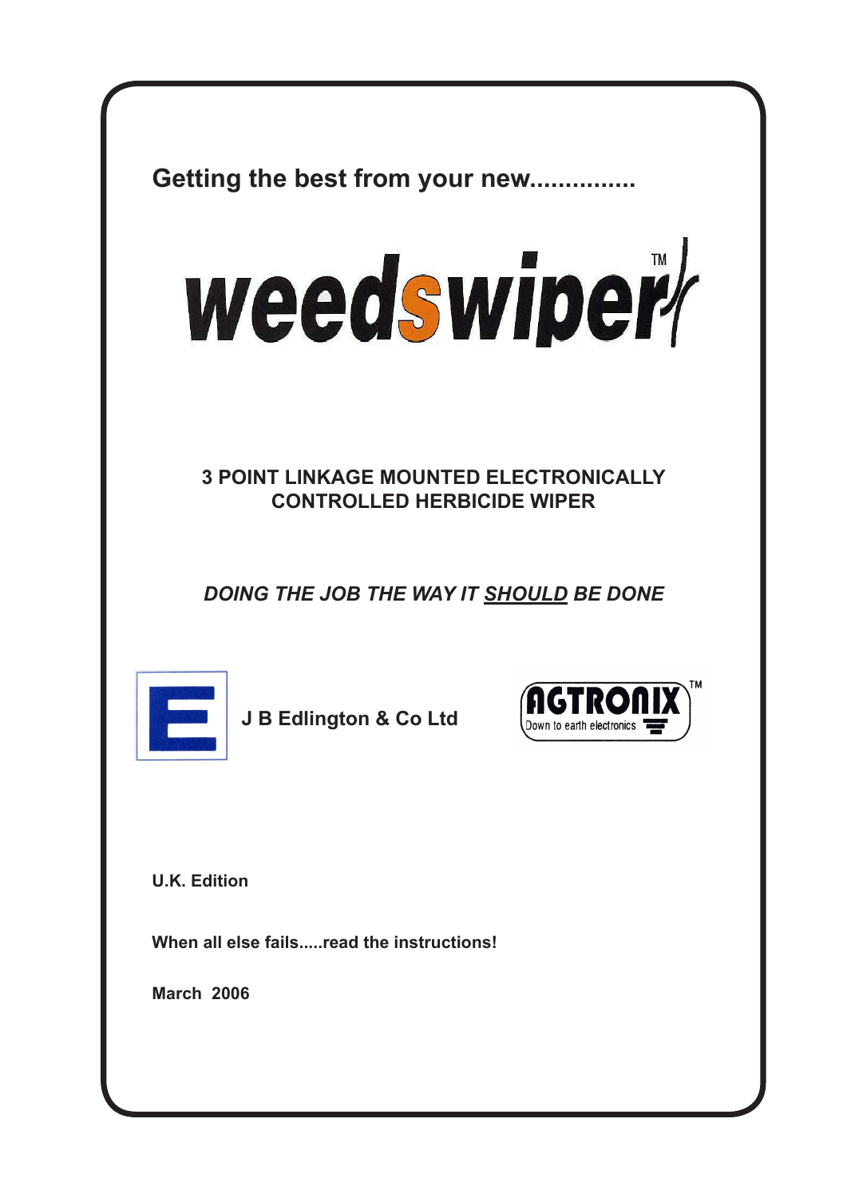**Getting the best from your new..............**

# weedswiper™

**3 POINT LINKAGE MOUNTED ELECTRONICALLY CONTROLLED HERBICIDE WIPER**

***DOING THE JOB THE WAY IT SHOULD BE DONE***

**J B Edlington & Co Ltd**

AGTRONIX™ Down to earth electronics

**U.K. Edition**

**When all else fails.....read the instructions!**

**March 2006**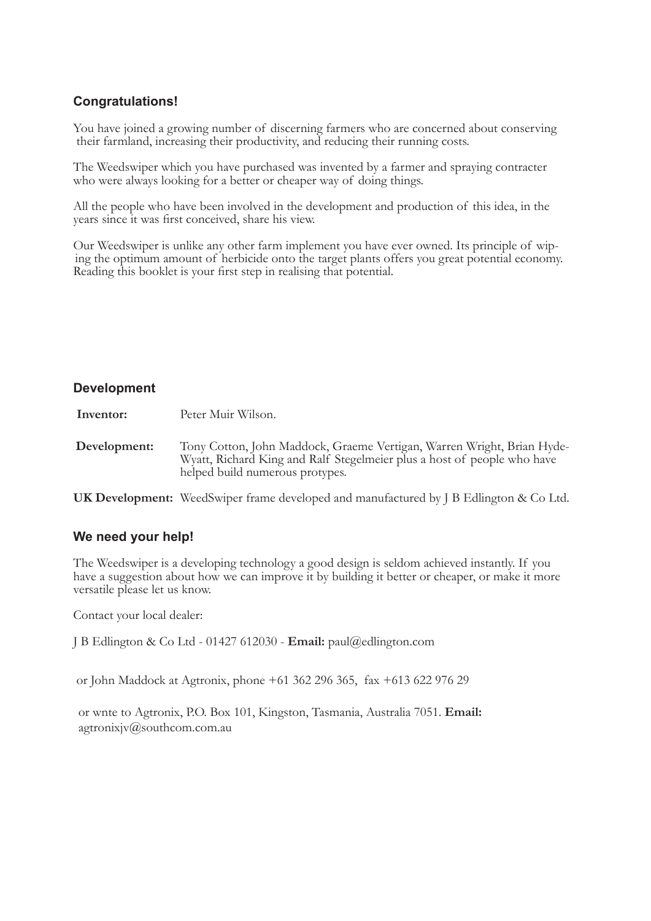## Congratulations!

You have joined a growing number of discerning farmers who are concerned about conserving their farmland, increasing their productivity, and reducing their running costs.

The Weedswiper which you have purchased was invented by a farmer and spraying contracter who were always looking for a better or cheaper way of doing things.

All the people who have been involved in the development and production of this idea, in the years since it was first conceived, share his view.

Our Weedswiper is unlike any other farm implement you have ever owned. Its principle of wiping the optimum amount of herbicide onto the target plants offers you great potential economy. Reading this booklet is your first step in realising that potential.

## Development

**Inventor:** Peter Muir Wilson.

**Development:** Tony Cotton, John Maddock, Graeme Vertigan, Warren Wright, Brian Hyde-Wyatt, Richard King and Ralf Stegelmeier plus a host of people who have helped build numerous protypes.

**UK Development:** WeedSwiper frame developed and manufactured by J B Edlington & Co Ltd.

## We need your help!

The Weedswiper is a developing technology a good design is seldom achieved instantly. If you have a suggestion about how we can improve it by building it better or cheaper, or make it more versatile please let us know.

Contact your local dealer:

J B Edlington & Co Ltd - 01427 612030 - **Email:** paul@edlington.com

or John Maddock at Agtronix, phone +61 362 296 365, fax +613 622 976 29

or wnte to Agtronix, P.O. Box 101, Kingston, Tasmania, Australia 7051. **Email:** agtronixjv@southcom.com.au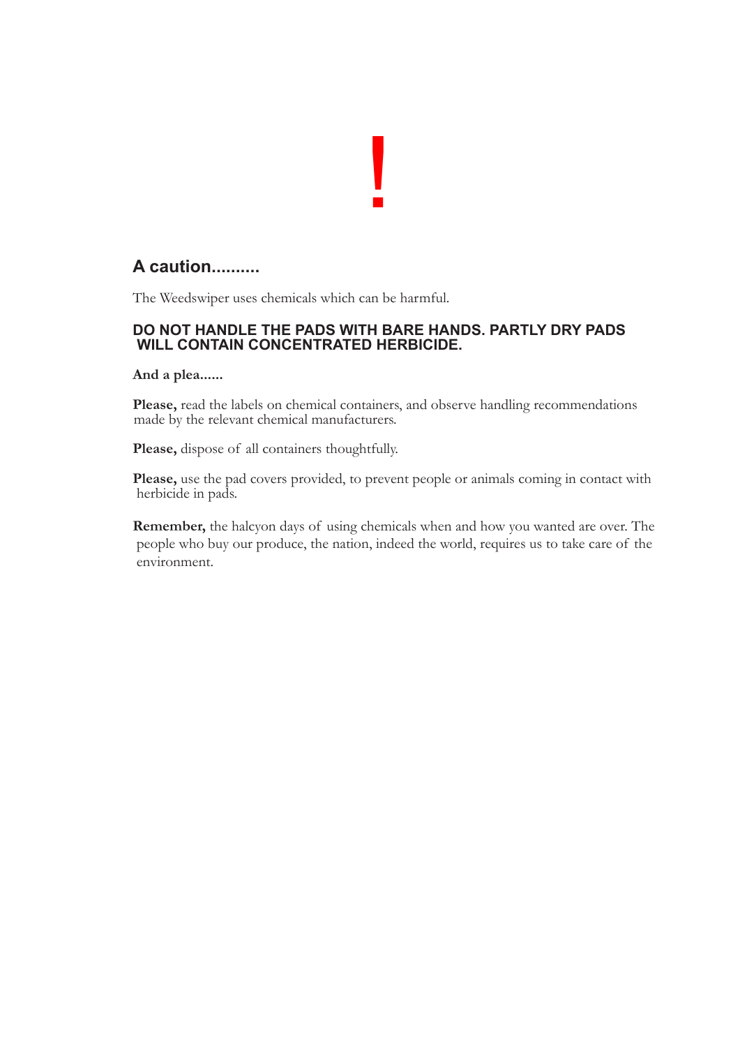!

## A caution..........

The Weedswiper uses chemicals which can be harmful.

**DO NOT HANDLE THE PADS WITH BARE HANDS. PARTLY DRY PADS WILL CONTAIN CONCENTRATED HERBICIDE.**

**And a plea......**

**Please,** read the labels on chemical containers, and observe handling recommendations made by the relevant chemical manufacturers.

**Please,** dispose of all containers thoughtfully.

**Please,** use the pad covers provided, to prevent people or animals coming in contact with herbicide in pads.

**Remember,** the halcyon days of using chemicals when and how you wanted are over. The people who buy our produce, the nation, indeed the world, requires us to take care of the environment.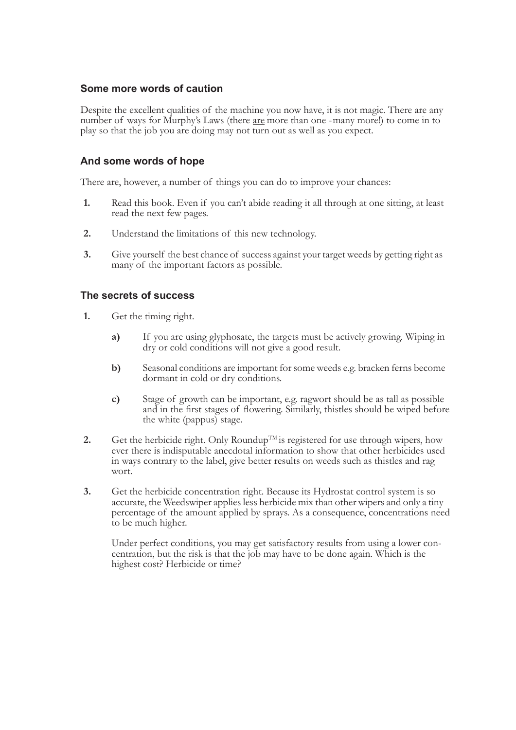### Some more words of caution

Despite the excellent qualities of the machine you now have, it is not magic. There are any number of ways for Murphy's Laws (there <u>are</u> more than one - many more!) to come in to play so that the job you are doing may not turn out as well as you expect.

### And some words of hope

There are, however, a number of things you can do to improve your chances:

1. Read this book. Even if you can't abide reading it all through at one sitting, at least read the next few pages.
2. Understand the limitations of this new technology.
3. Give yourself the best chance of success against your target weeds by getting right as many of the important factors as possible.

### The secrets of success

1. Get the timing right.
    - **a)** If you are using glyphosate, the targets must be actively growing. Wiping in dry or cold conditions will not give a good result.
    - **b)** Seasonal conditions are important for some weeds e.g. bracken ferns become dormant in cold or dry conditions.
    - **c)** Stage of growth can be important, e.g. ragwort should be as tall as possible and in the first stages of flowering. Similarly, thistles should be wiped before the white (pappus) stage.
2. Get the herbicide right. Only Roundup™ is registered for use through wipers, how ever there is indisputable anecdotal information to show that other herbicides used in ways contrary to the label, give better results on weeds such as thistles and rag wort.
3. Get the herbicide concentration right. Because its Hydrostat control system is so accurate, the Weedswiper applies less herbicide mix than other wipers and only a tiny percentage of the amount applied by sprays. As a consequence, concentrations need to be much higher.

   Under perfect conditions, you may get satisfactory results from using a lower concentration, but the risk is that the job may have to be done again. Which is the highest cost? Herbicide or time?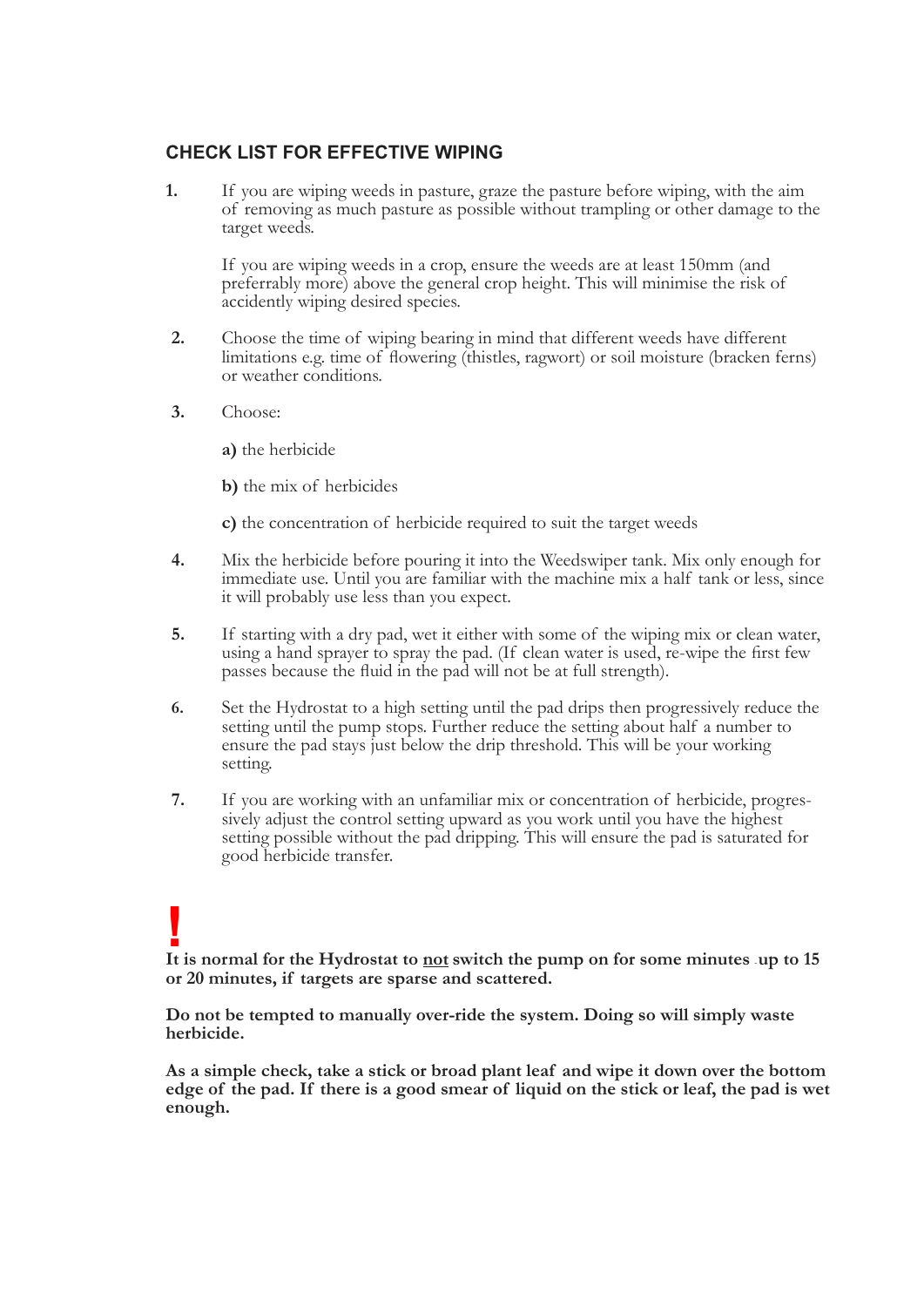## CHECK LIST FOR EFFECTIVE WIPING

**1.** If you are wiping weeds in pasture, graze the pasture before wiping, with the aim of removing as much pasture as possible without trampling or other damage to the target weeds.

If you are wiping weeds in a crop, ensure the weeds are at least 150mm (and preferrably more) above the general crop height. This will minimise the risk of accidently wiping desired species.

**2.** Choose the time of wiping bearing in mind that different weeds have different limitations e.g. time of flowering (thistles, ragwort) or soil moisture (bracken ferns) or weather conditions.

**3.** Choose:

**a)** the herbicide

**b)** the mix of herbicides

**c)** the concentration of herbicide required to suit the target weeds

**4.** Mix the herbicide before pouring it into the Weedswiper tank. Mix only enough for immediate use. Until you are familiar with the machine mix a half tank or less, since it will probably use less than you expect.

**5.** If starting with a dry pad, wet it either with some of the wiping mix or clean water, using a hand sprayer to spray the pad. (If clean water is used, re-wipe the first few passes because the fluid in the pad will not be at full strength).

**6.** Set the Hydrostat to a high setting until the pad drips then progressively reduce the setting until the pump stops. Further reduce the setting about half a number to ensure the pad stays just below the drip threshold. This will be your working setting.

**7.** If you are working with an unfamiliar mix or concentration of herbicide, progressively adjust the control setting upward as you work until you have the highest setting possible without the pad dripping. This will ensure the pad is saturated for good herbicide transfer.

**!**

**It is normal for the Hydrostat to not switch the pump on for some minutes up to 15 or 20 minutes, if targets are sparse and scattered.**

**Do not be tempted to manually over-ride the system. Doing so will simply waste herbicide.**

**As a simple check, take a stick or broad plant leaf and wipe it down over the bottom edge of the pad. If there is a good smear of liquid on the stick or leaf, the pad is wet enough.**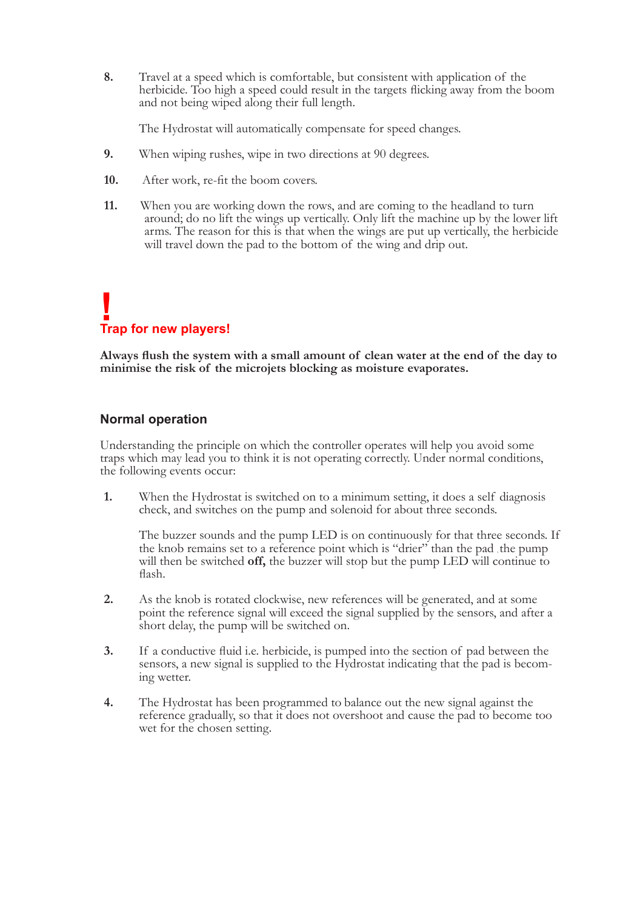8. Travel at a speed which is comfortable, but consistent with application of the herbicide. Too high a speed could result in the targets flicking away from the boom and not being wiped along their full length.

   The Hydrostat will automatically compensate for speed changes.

9. When wiping rushes, wipe in two directions at 90 degrees.

10. After work, re-fit the boom covers.

11. When you are working down the rows, and are coming to the headland to turn around; do no lift the wings up vertically. Only lift the machine up by the lower lift arms. The reason for this is that when the wings are put up vertically, the herbicide will travel down the pad to the bottom of the wing and drip out.

**!**

**Trap for new players!**

**Always flush the system with a small amount of clean water at the end of the day to minimise the risk of the microjets blocking as moisture evaporates.**

## Normal operation

Understanding the principle on which the controller operates will help you avoid some traps which may lead you to think it is not operating correctly. Under normal conditions, the following events occur:

1. When the Hydrostat is switched on to a minimum setting, it does a self diagnosis check, and switches on the pump and solenoid for about three seconds.

   The buzzer sounds and the pump LED is on continuously for that three seconds. If the knob remains set to a reference point which is "drier" than the pad . the pump will then be switched **off,** the buzzer will stop but the pump LED will continue to flash.

2. As the knob is rotated clockwise, new references will be generated, and at some point the reference signal will exceed the signal supplied by the sensors, and after a short delay, the pump will be switched on.

3. If a conductive fluid i.e. herbicide, is pumped into the section of pad between the sensors, a new signal is supplied to the Hydrostat indicating that the pad is becoming wetter.

4. The Hydrostat has been programmed to balance out the new signal against the reference gradually, so that it does not overshoot and cause the pad to become too wet for the chosen setting.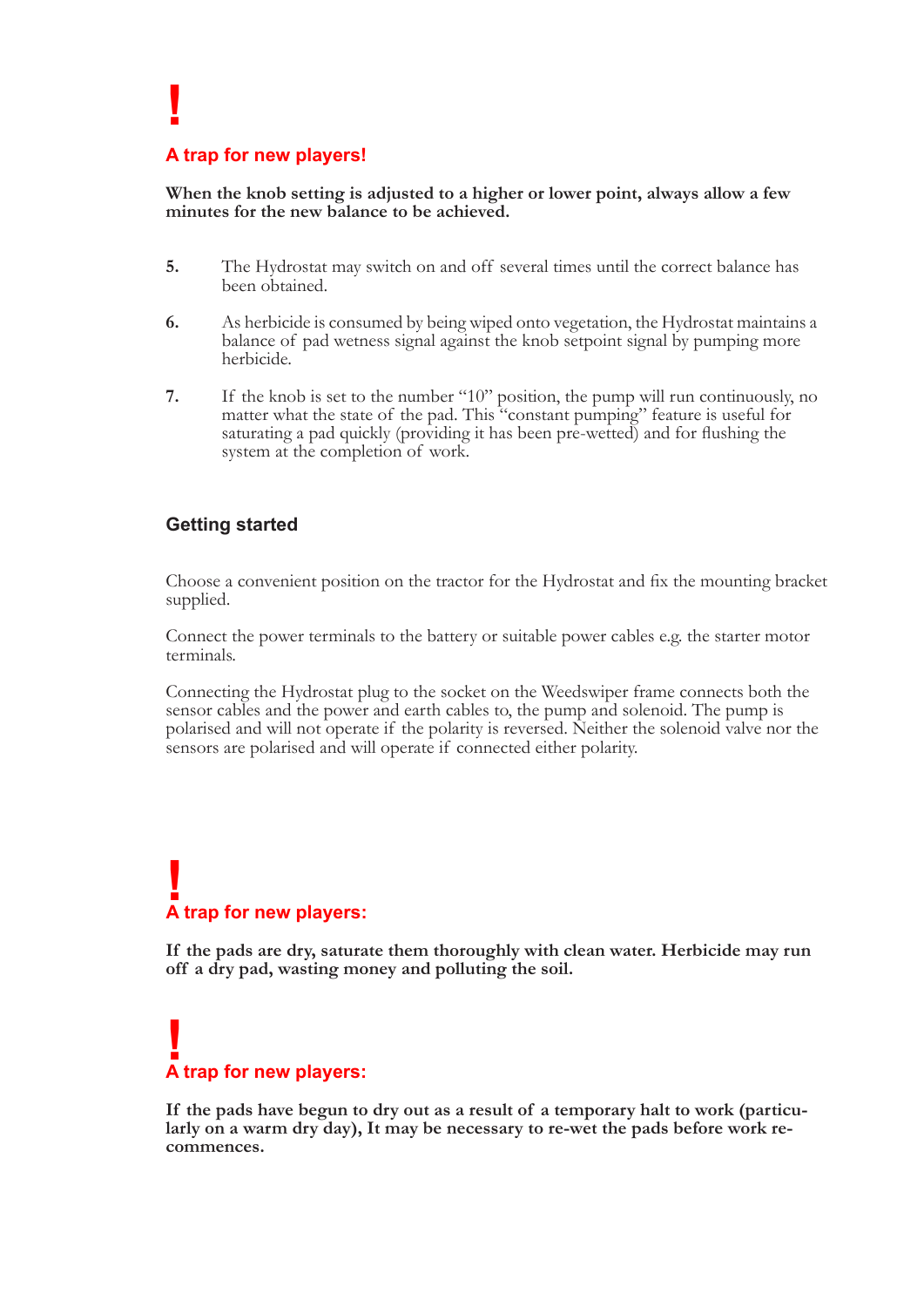**!**

### A trap for new players!

**When the knob setting is adjusted to a higher or lower point, always allow a few minutes for the new balance to be achieved.**

5. The Hydrostat may switch on and off several times until the correct balance has been obtained.

6. As herbicide is consumed by being wiped onto vegetation, the Hydrostat maintains a balance of pad wetness signal against the knob setpoint signal by pumping more herbicide.

7. If the knob is set to the number "10" position, the pump will run continuously, no matter what the state of the pad. This "constant pumping" feature is useful for saturating a pad quickly (providing it has been pre-wetted) and for flushing the system at the completion of work.

## Getting started

Choose a convenient position on the tractor for the Hydrostat and fix the mounting bracket supplied.

Connect the power terminals to the battery or suitable power cables e.g. the starter motor terminals.

Connecting the Hydrostat plug to the socket on the Weedswiper frame connects both the sensor cables and the power and earth cables to, the pump and solenoid. The pump is polarised and will not operate if the polarity is reversed. Neither the solenoid valve nor the sensors are polarised and will operate if connected either polarity.

**!**

### A trap for new players:

**If the pads are dry, saturate them thoroughly with clean water. Herbicide may run off a dry pad, wasting money and polluting the soil.**

**!**

### A trap for new players:

**If the pads have begun to dry out as a result of a temporary halt to work (particularly on a warm dry day), It may be necessary to re-wet the pads before work recommences.**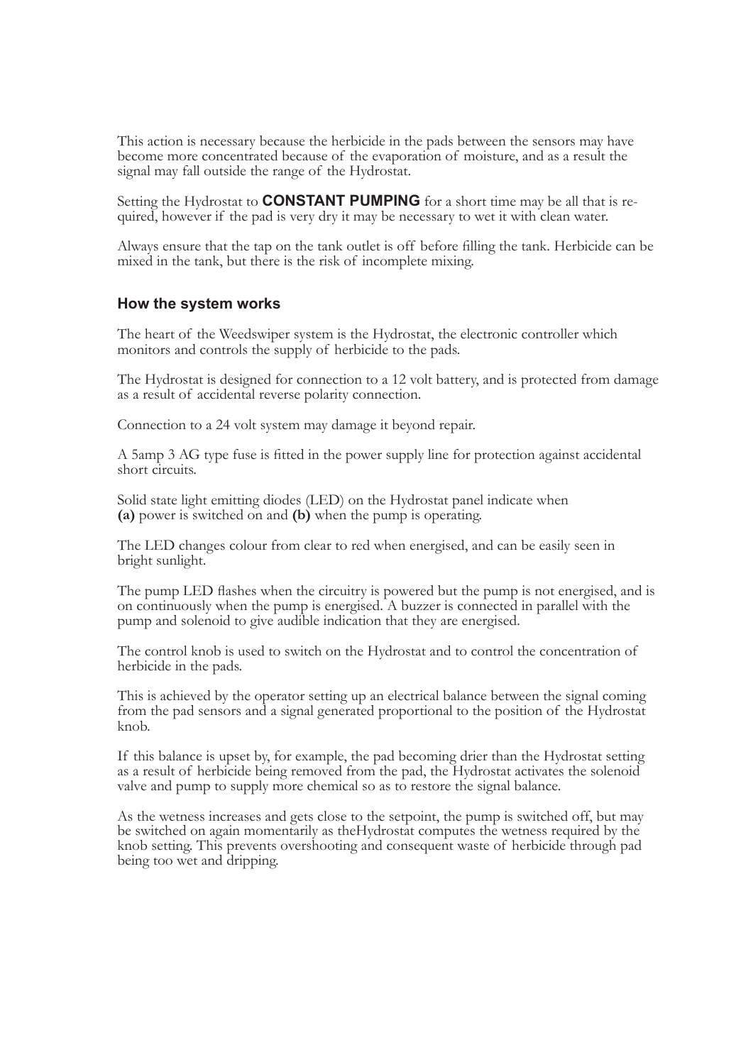This action is necessary because the herbicide in the pads between the sensors may have become more concentrated because of the evaporation of moisture, and as a result the signal may fall outside the range of the Hydrostat.

Setting the Hydrostat to **CONSTANT PUMPING** for a short time may be all that is required, however if the pad is very dry it may be necessary to wet it with clean water.

Always ensure that the tap on the tank outlet is off before filling the tank. Herbicide can be mixed in the tank, but there is the risk of incomplete mixing.

### How the system works

The heart of the Weedswiper system is the Hydrostat, the electronic controller which monitors and controls the supply of herbicide to the pads.

The Hydrostat is designed for connection to a 12 volt battery, and is protected from damage as a result of accidental reverse polarity connection.

Connection to a 24 volt system may damage it beyond repair.

A 5amp 3 AG type fuse is fitted in the power supply line for protection against accidental short circuits.

Solid state light emitting diodes (LED) on the Hydrostat panel indicate when **(a)** power is switched on and **(b)** when the pump is operating.

The LED changes colour from clear to red when energised, and can be easily seen in bright sunlight.

The pump LED flashes when the circuitry is powered but the pump is not energised, and is on continuously when the pump is energised. A buzzer is connected in parallel with the pump and solenoid to give audible indication that they are energised.

The control knob is used to switch on the Hydrostat and to control the concentration of herbicide in the pads.

This is achieved by the operator setting up an electrical balance between the signal coming from the pad sensors and a signal generated proportional to the position of the Hydrostat knob.

If this balance is upset by, for example, the pad becoming drier than the Hydrostat setting as a result of herbicide being removed from the pad, the Hydrostat activates the solenoid valve and pump to supply more chemical so as to restore the signal balance.

As the wetness increases and gets close to the setpoint, the pump is switched off, but may be switched on again momentarily as theHydrostat computes the wetness required by the knob setting. This prevents overshooting and consequent waste of herbicide through pad being too wet and dripping.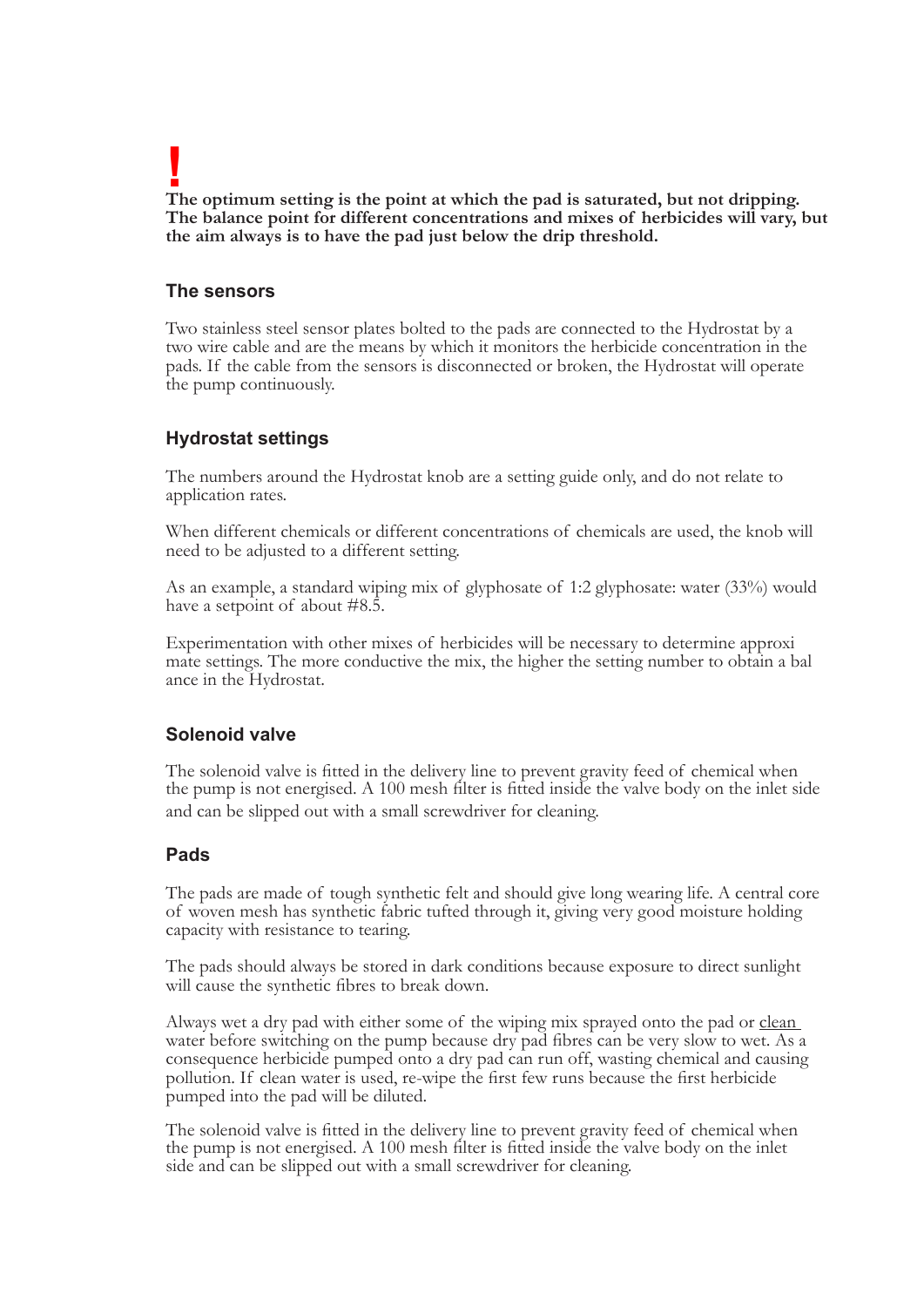**!**
**The optimum setting is the point at which the pad is saturated, but not dripping. The balance point for different concentrations and mixes of herbicides will vary, but the aim always is to have the pad just below the drip threshold.**

### The sensors

Two stainless steel sensor plates bolted to the pads are connected to the Hydrostat by a two wire cable and are the means by which it monitors the herbicide concentration in the pads. If the cable from the sensors is disconnected or broken, the Hydrostat will operate the pump continuously.

### Hydrostat settings

The numbers around the Hydrostat knob are a setting guide only, and do not relate to application rates.

When different chemicals or different concentrations of chemicals are used, the knob will need to be adjusted to a different setting.

As an example, a standard wiping mix of glyphosate of 1:2 glyphosate: water (33%) would have a setpoint of about #8.5.

Experimentation with other mixes of herbicides will be necessary to determine approxi mate settings. The more conductive the mix, the higher the setting number to obtain a bal ance in the Hydrostat.

### Solenoid valve

The solenoid valve is fitted in the delivery line to prevent gravity feed of chemical when the pump is not energised. A 100 mesh filter is fitted inside the valve body on the inlet side and can be slipped out with a small screwdriver for cleaning.

### Pads

The pads are made of tough synthetic felt and should give long wearing life. A central core of woven mesh has synthetic fabric tufted through it, giving very good moisture holding capacity with resistance to tearing.

The pads should always be stored in dark conditions because exposure to direct sunlight will cause the synthetic fibres to break down.

Always wet a dry pad with either some of the wiping mix sprayed onto the pad or <u>clean</u> water before switching on the pump because dry pad fibres can be very slow to wet. As a consequence herbicide pumped onto a dry pad can run off, wasting chemical and causing pollution. If clean water is used, re-wipe the first few runs because the first herbicide pumped into the pad will be diluted.

The solenoid valve is fitted in the delivery line to prevent gravity feed of chemical when the pump is not energised. A 100 mesh filter is fitted inside the valve body on the inlet side and can be slipped out with a small screwdriver for cleaning.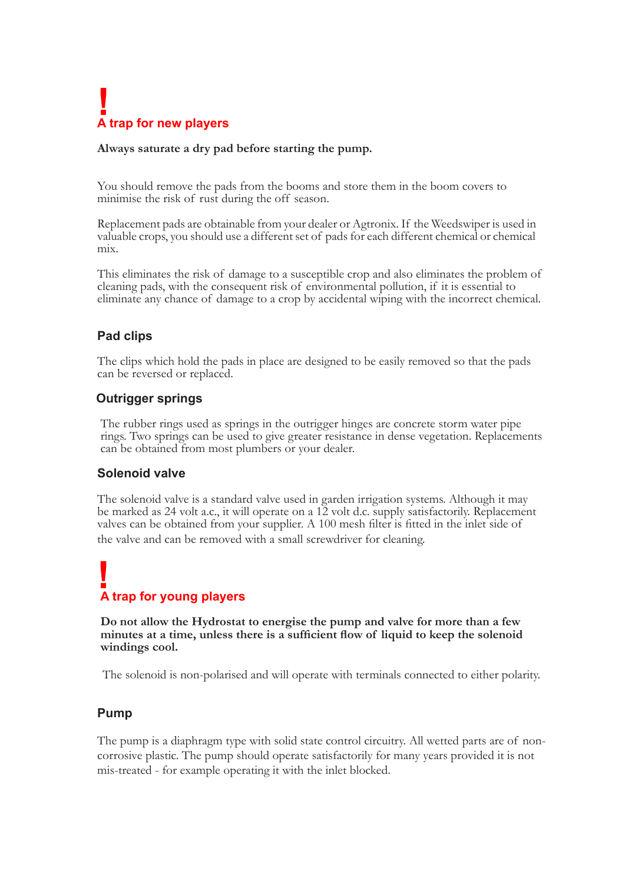**!**

### A trap for new players

**Always saturate a dry pad before starting the pump.**

You should remove the pads from the booms and store them in the boom covers to minimise the risk of rust during the off season.

Replacement pads are obtainable from your dealer or Agtronix. If the Weedswiper is used in valuable crops, you should use a different set of pads for each different chemical or chemical mix.

This eliminates the risk of damage to a susceptible crop and also eliminates the problem of cleaning pads, with the consequent risk of environmental pollution, if it is essential to eliminate any chance of damage to a crop by accidental wiping with the incorrect chemical.

## Pad clips

The clips which hold the pads in place are designed to be easily removed so that the pads can be reversed or replaced.

## Outrigger springs

The rubber rings used as springs in the outrigger hinges are concrete storm water pipe rings. Two springs can be used to give greater resistance in dense vegetation. Replacements can be obtained from most plumbers or your dealer.

## Solenoid valve

The solenoid valve is a standard valve used in garden irrigation systems. Although it may be marked as 24 volt a.c., it will operate on a 12 volt d.c. supply satisfactorily. Replacement valves can be obtained from your supplier. A 100 mesh filter is fitted in the inlet side of the valve and can be removed with a small screwdriver for cleaning.

**!**

### A trap for young players

**Do not allow the Hydrostat to energise the pump and valve for more than a few minutes at a time, unless there is a sufficient flow of liquid to keep the solenoid windings cool.**

The solenoid is non-polarised and will operate with terminals connected to either polarity.

## Pump

The pump is a diaphragm type with solid state control circuitry. All wetted parts are of non-corrosive plastic. The pump should operate satisfactorily for many years provided it is not mis-treated - for example operating it with the inlet blocked.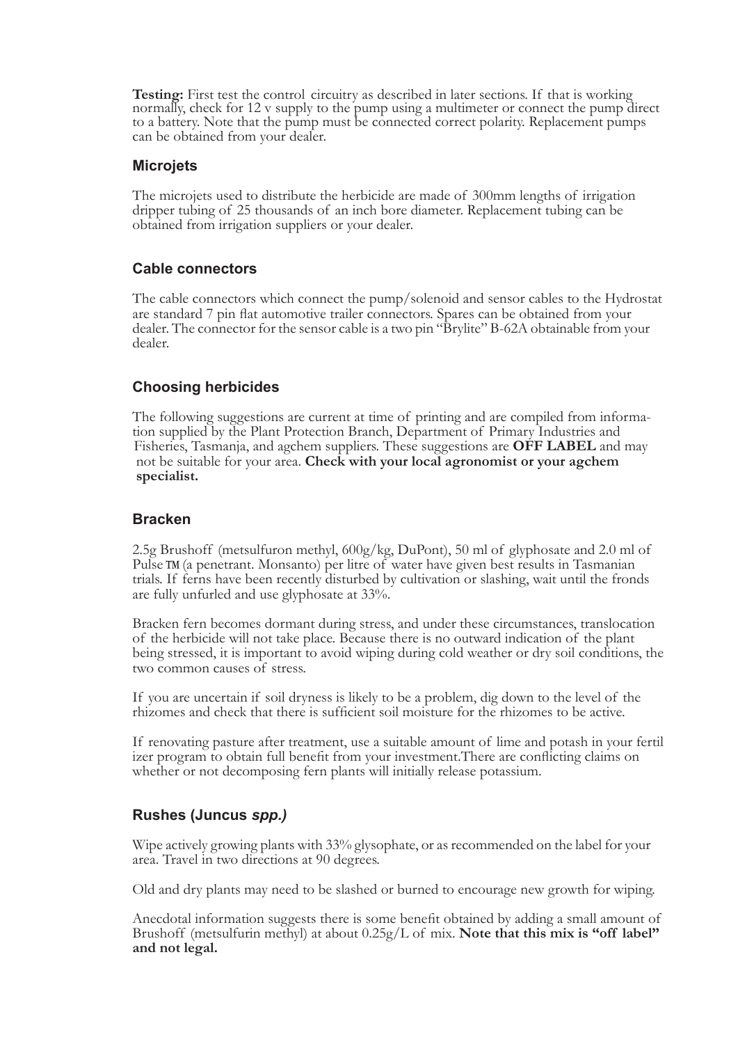**Testing:** First test the control circuitry as described in later sections. If that is working normally, check for 12 v supply to the pump using a multimeter or connect the pump direct to a battery. Note that the pump must be connected correct polarity. Replacement pumps can be obtained from your dealer.

### Microjets

The microjets used to distribute the herbicide are made of 300mm lengths of irrigation dripper tubing of 25 thousands of an inch bore diameter. Replacement tubing can be obtained from irrigation suppliers or your dealer.

### Cable connectors

The cable connectors which connect the pump/solenoid and sensor cables to the Hydrostat are standard 7 pin flat automotive trailer connectors. Spares can be obtained from your dealer. The connector for the sensor cable is a two pin "Brylite" B-62A obtainable from your dealer.

### Choosing herbicides

The following suggestions are current at time of printing and are compiled from information supplied by the Plant Protection Branch, Department of Primary Industries and Fisheries, Tasmanja, and agchem suppliers. These suggestions are **OFF LABEL** and may not be suitable for your area. **Check with your local agronomist or your agchem specialist.**

### Bracken

2.5g Brushoff (metsulfuron methyl, 600g/kg, DuPont), 50 ml of glyphosate and 2.0 ml of Pulse TM (a penetrant. Monsanto) per litre of water have given best results in Tasmanian trials. If ferns have been recently disturbed by cultivation or slashing, wait until the fronds are fully unfurled and use glyphosate at 33%.

Bracken fern becomes dormant during stress, and under these circumstances, translocation of the herbicide will not take place. Because there is no outward indication of the plant being stressed, it is important to avoid wiping during cold weather or dry soil conditions, the two common causes of stress.

If you are uncertain if soil dryness is likely to be a problem, dig down to the level of the rhizomes and check that there is sufficient soil moisture for the rhizomes to be active.

If renovating pasture after treatment, use a suitable amount of lime and potash in your fertil izer program to obtain full benefit from your investment.There are conflicting claims on whether or not decomposing fern plants will initially release potassium.

### Rushes (Juncus *spp.)*

Wipe actively growing plants with 33% glysophate, or as recommended on the label for your area. Travel in two directions at 90 degrees.

Old and dry plants may need to be slashed or burned to encourage new growth for wiping.

Anecdotal information suggests there is some benefit obtained by adding a small amount of Brushoff (metsulfurin methyl) at about 0.25g/L of mix. **Note that this mix is "off label" and not legal.**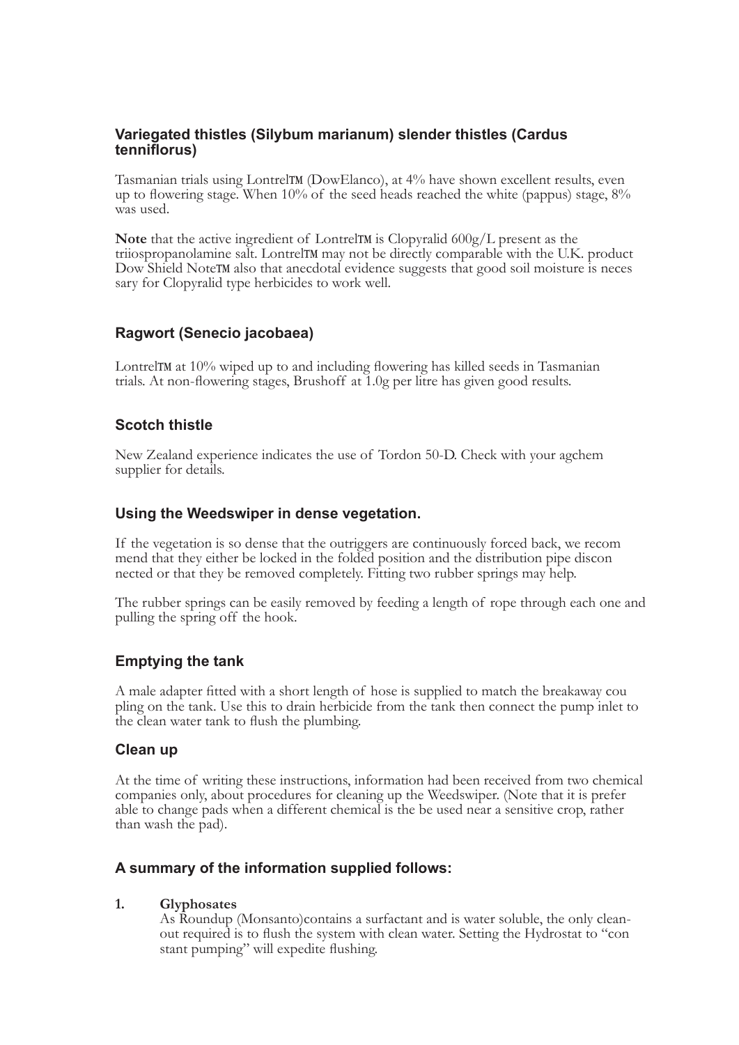### Variegated thistles (Silybum marianum) slender thistles (Cardus tenniflorus)

Tasmanian trials using LontrelTM (DowElanco), at 4% have shown excellent results, even up to flowering stage. When 10% of the seed heads reached the white (pappus) stage, 8% was used.

**Note** that the active ingredient of LontrelTM is Clopyralid 600g/L present as the triiospropanolamine salt. LontrelTM may not be directly comparable with the U.K. product Dow Shield NoteTM also that anecdotal evidence suggests that good soil moisture is neces sary for Clopyralid type herbicides to work well.

### Ragwort (Senecio jacobaea)

LontrelTM at 10% wiped up to and including flowering has killed seeds in Tasmanian trials. At non-flowering stages, Brushoff at 1.0g per litre has given good results.

### Scotch thistle

New Zealand experience indicates the use of Tordon 50-D. Check with your agchem supplier for details.

### Using the Weedswiper in dense vegetation.

If the vegetation is so dense that the outriggers are continuously forced back, we recom mend that they either be locked in the folded position and the distribution pipe discon nected or that they be removed completely. Fitting two rubber springs may help.

The rubber springs can be easily removed by feeding a length of rope through each one and pulling the spring off the hook.

### Emptying the tank

A male adapter fitted with a short length of hose is supplied to match the breakaway cou pling on the tank. Use this to drain herbicide from the tank then connect the pump inlet to the clean water tank to flush the plumbing.

### Clean up

At the time of writing these instructions, information had been received from two chemical companies only, about procedures for cleaning up the Weedswiper. (Note that it is prefer able to change pads when a different chemical is the be used near a sensitive crop, rather than wash the pad).

### A summary of the information supplied follows:

1. **Glyphosates**
   As Roundup (Monsanto)contains a surfactant and is water soluble, the only clean-out required is to flush the system with clean water. Setting the Hydrostat to "con stant pumping" will expedite flushing.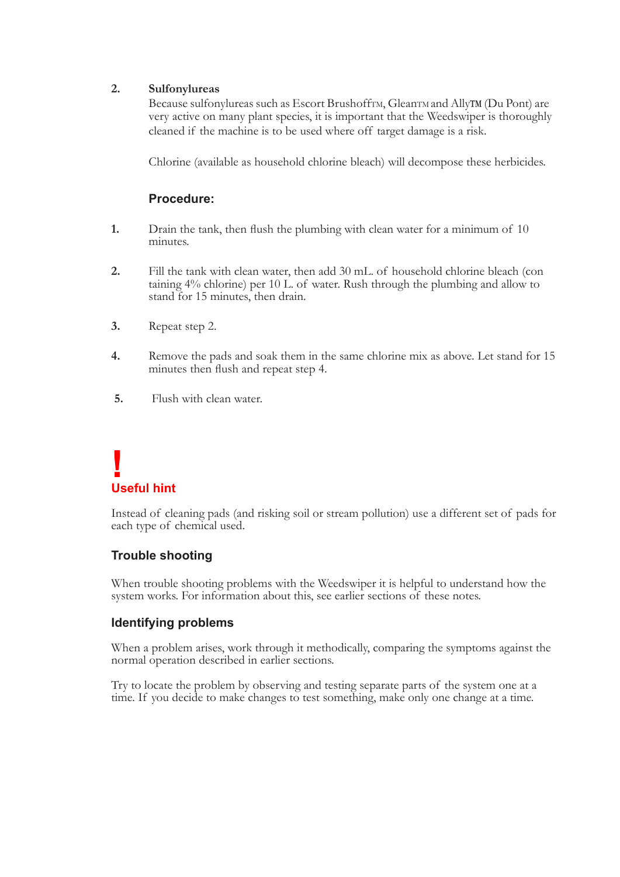2. **Sulfonylureas**

Because sulfonylureas such as Escort BrushoffTM, GleanTM and AllyTM (Du Pont) are very active on many plant species, it is important that the Weedswiper is thoroughly cleaned if the machine is to be used where off target damage is a risk.

Chlorine (available as household chlorine bleach) will decompose these herbicides.

### Procedure:

1. Drain the tank, then flush the plumbing with clean water for a minimum of 10 minutes.

2. Fill the tank with clean water, then add 30 mL. of household chlorine bleach (con taining 4% chlorine) per 10 L. of water. Rush through the plumbing and allow to stand for 15 minutes, then drain.

3. Repeat step 2.

4. Remove the pads and soak them in the same chlorine mix as above. Let stand for 15 minutes then flush and repeat step 4.

5. Flush with clean water.

**!**

**Useful hint**

Instead of cleaning pads (and risking soil or stream pollution) use a different set of pads for each type of chemical used.

## Trouble shooting

When trouble shooting problems with the Weedswiper it is helpful to understand how the system works. For information about this, see earlier sections of these notes.

## Identifying problems

When a problem arises, work through it methodically, comparing the symptoms against the normal operation described in earlier sections.

Try to locate the problem by observing and testing separate parts of the system one at a time. If you decide to make changes to test something, make only one change at a time.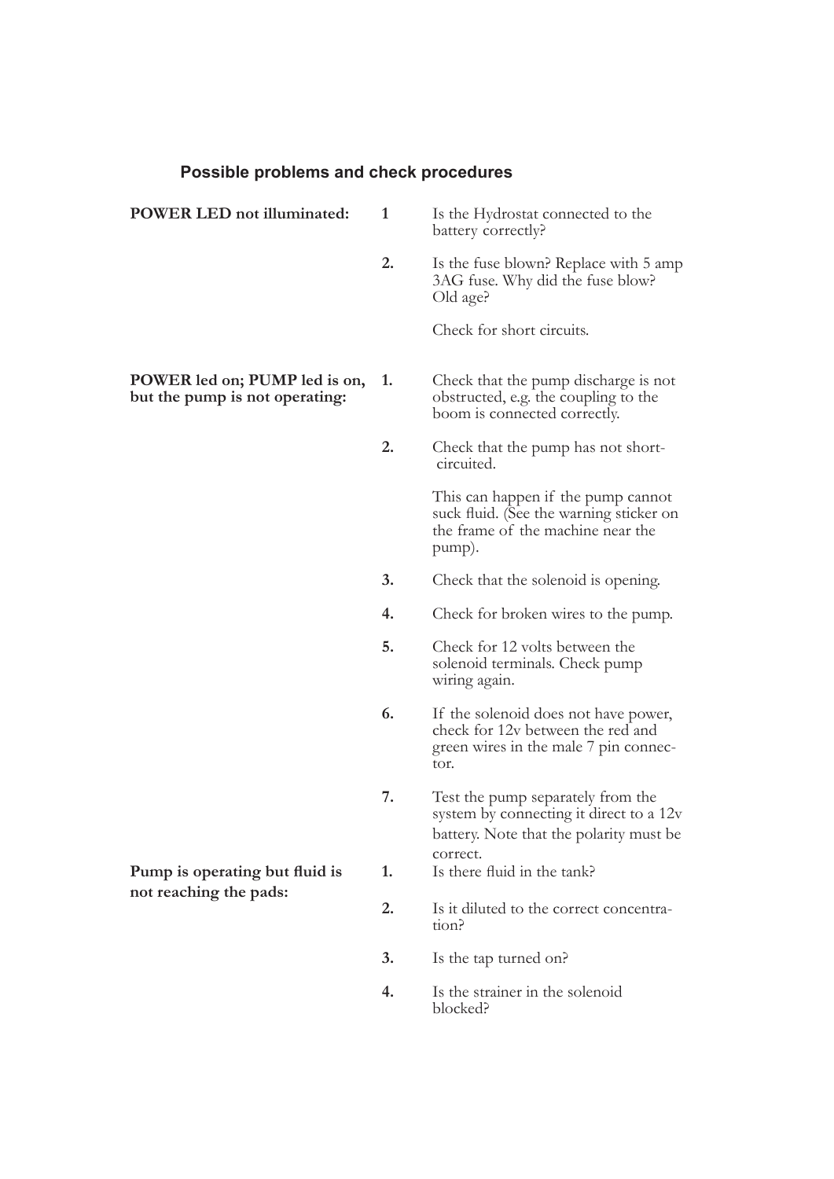## Possible problems and check procedures

**POWER LED not illuminated:**

1 Is the Hydrostat connected to the battery correctly?

2. Is the fuse blown? Replace with 5 amp 3AG fuse. Why did the fuse blow? Old age?

   Check for short circuits.

**POWER led on; PUMP led is on, but the pump is not operating:**

1. Check that the pump discharge is not obstructed, e.g. the coupling to the boom is connected correctly.

2. Check that the pump has not short-circuited.

   This can happen if the pump cannot suck fluid. (See the warning sticker on the frame of the machine near the pump).

3. Check that the solenoid is opening.

4. Check for broken wires to the pump.

5. Check for 12 volts between the solenoid terminals. Check pump wiring again.

6. If the solenoid does not have power, check for 12v between the red and green wires in the male 7 pin connector.

7. Test the pump separately from the system by connecting it direct to a 12v battery. Note that the polarity must be correct.

**Pump is operating but fluid is not reaching the pads:**

1. Is there fluid in the tank?

2. Is it diluted to the correct concentration?

3. Is the tap turned on?

4. Is the strainer in the solenoid blocked?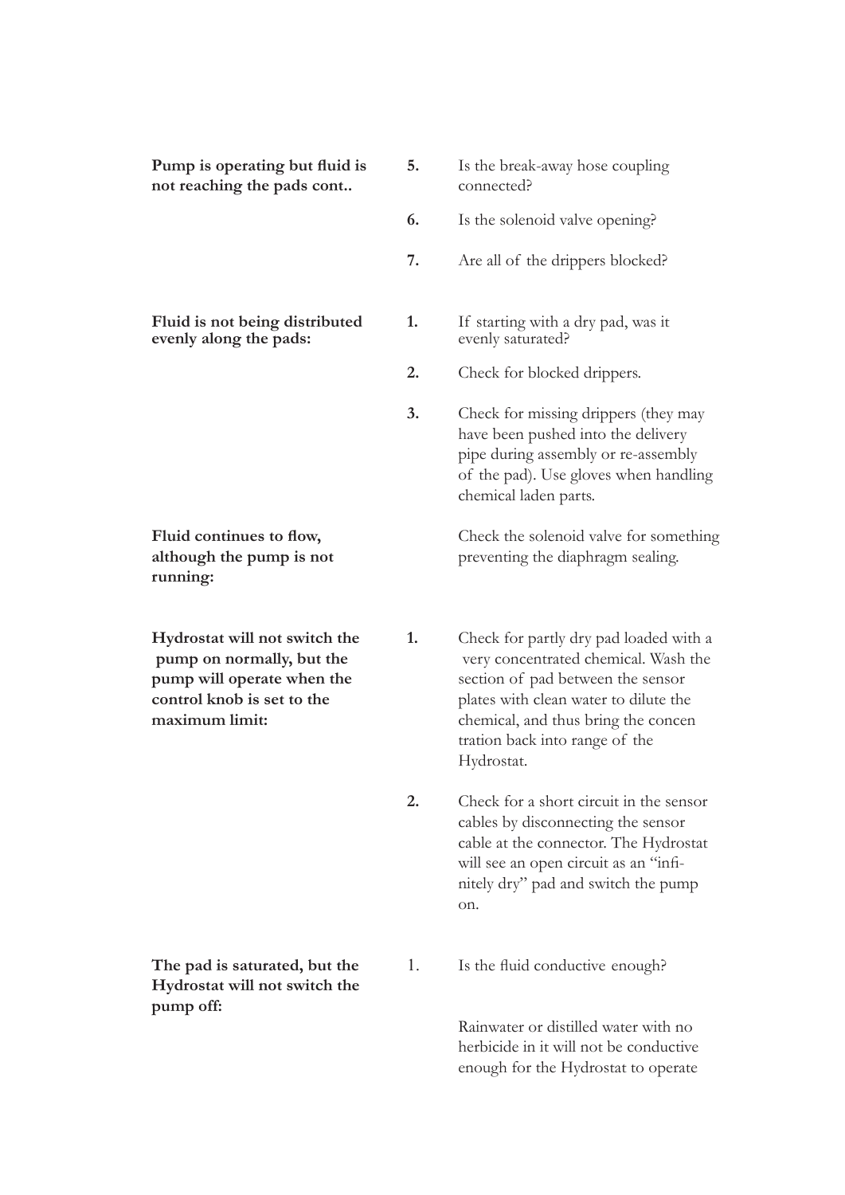**Pump is operating but fluid is not reaching the pads cont..**

5. Is the break-away hose coupling connected?
6. Is the solenoid valve opening?
7. Are all of the drippers blocked?

**Fluid is not being distributed evenly along the pads:**

1. If starting with a dry pad, was it evenly saturated?
2. Check for blocked drippers.
3. Check for missing drippers (they may have been pushed into the delivery pipe during assembly or re-assembly of the pad). Use gloves when handling chemical laden parts.

**Fluid continues to flow, although the pump is not running:**

Check the solenoid valve for something preventing the diaphragm sealing.

**Hydrostat will not switch the pump on normally, but the pump will operate when the control knob is set to the maximum limit:**

1. Check for partly dry pad loaded with a very concentrated chemical. Wash the section of pad between the sensor plates with clean water to dilute the chemical, and thus bring the concentration back into range of the Hydrostat.
2. Check for a short circuit in the sensor cables by disconnecting the sensor cable at the connector. The Hydrostat will see an open circuit as an "infinitely dry" pad and switch the pump on.

**The pad is saturated, but the Hydrostat will not switch the pump off:**

1. Is the fluid conductive enough?

Rainwater or distilled water with no herbicide in it will not be conductive enough for the Hydrostat to operate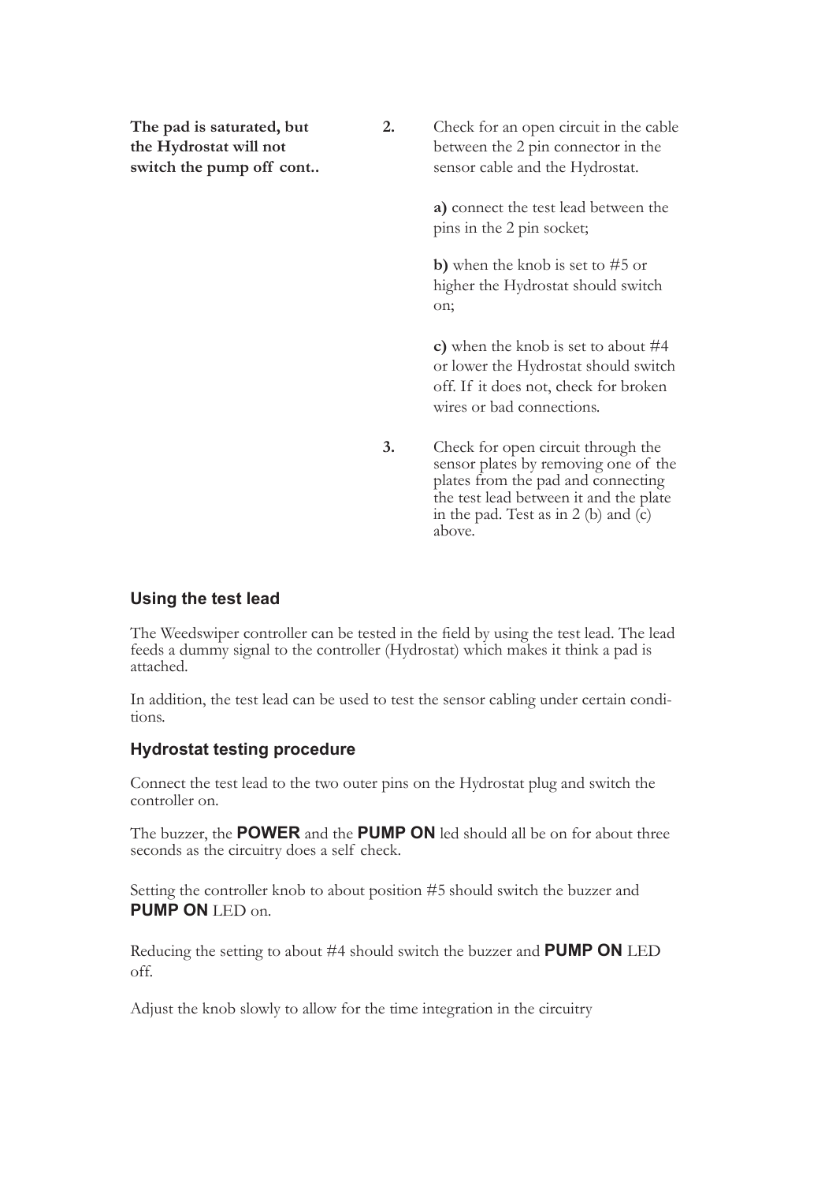**The pad is saturated, but the Hydrostat will not switch the pump off cont..**

**2.** Check for an open circuit in the cable between the 2 pin connector in the sensor cable and the Hydrostat.

**a)** connect the test lead between the pins in the 2 pin socket;

**b)** when the knob is set to #5 or higher the Hydrostat should switch on;

**c)** when the knob is set to about #4 or lower the Hydrostat should switch off. If it does not, check for broken wires or bad connections.

**3.** Check for open circuit through the sensor plates by removing one of the plates from the pad and connecting the test lead between it and the plate in the pad. Test as in 2 (b) and (c) above.

### Using the test lead

The Weedswiper controller can be tested in the field by using the test lead. The lead feeds a dummy signal to the controller (Hydrostat) which makes it think a pad is attached.

In addition, the test lead can be used to test the sensor cabling under certain conditions.

### Hydrostat testing procedure

Connect the test lead to the two outer pins on the Hydrostat plug and switch the controller on.

The buzzer, the **POWER** and the **PUMP ON** led should all be on for about three seconds as the circuitry does a self check.

Setting the controller knob to about position #5 should switch the buzzer and **PUMP ON** LED on.

Reducing the setting to about #4 should switch the buzzer and **PUMP ON** LED off.

Adjust the knob slowly to allow for the time integration in the circuitry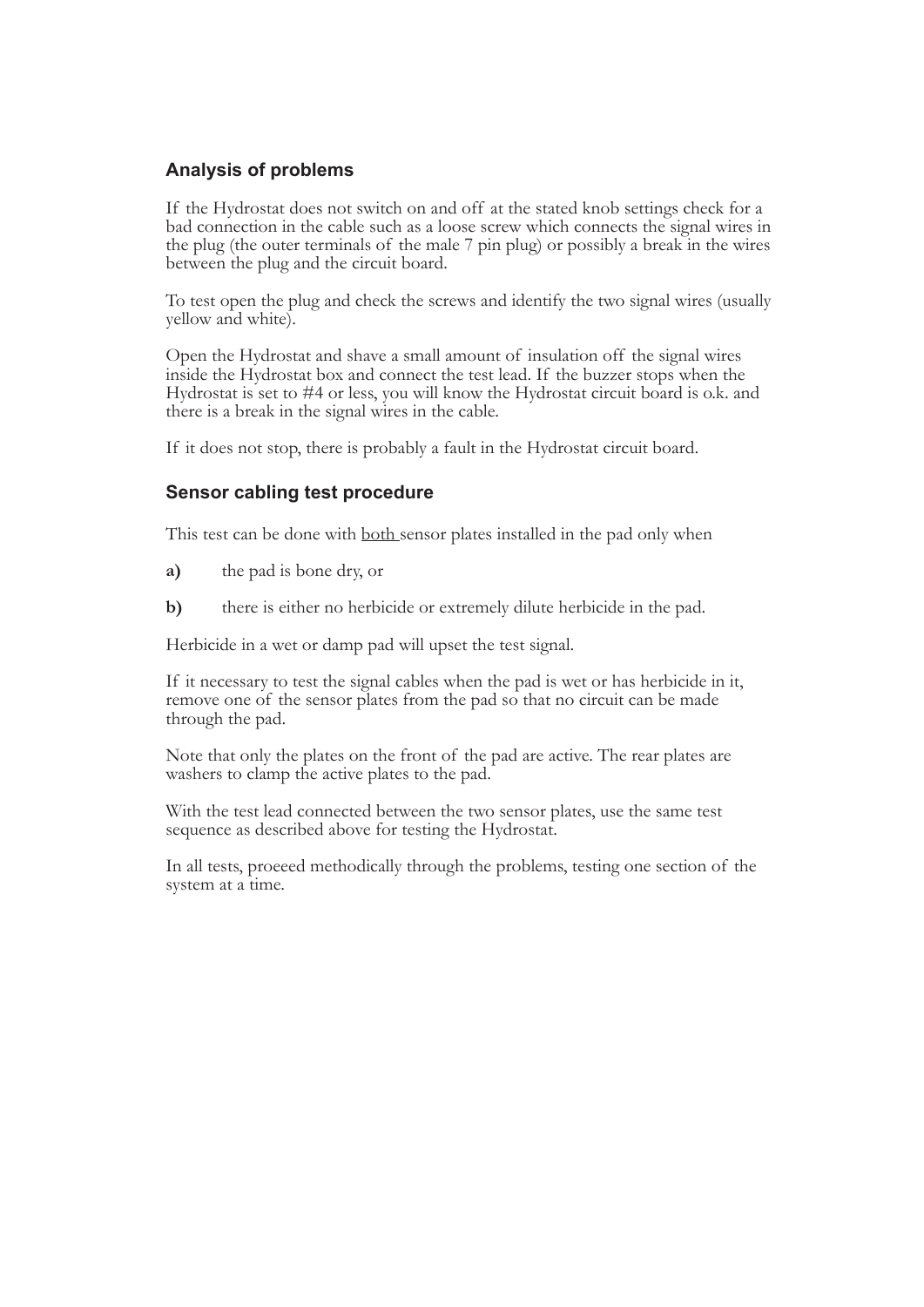## Analysis of problems

If the Hydrostat does not switch on and off at the stated knob settings check for a bad connection in the cable such as a loose screw which connects the signal wires in the plug (the outer terminals of the male 7 pin plug) or possibly a break in the wires between the plug and the circuit board.

To test open the plug and check the screws and identify the two signal wires (usually yellow and white).

Open the Hydrostat and shave a small amount of insulation off the signal wires inside the Hydrostat box and connect the test lead. If the buzzer stops when the Hydrostat is set to #4 or less, you will know the Hydrostat circuit board is o.k. and there is a break in the signal wires in the cable.

If it does not stop, there is probably a fault in the Hydrostat circuit board.

## Sensor cabling test procedure

This test can be done with <u>both</u> sensor plates installed in the pad only when

**a)** the pad is bone dry, or

**b)** there is either no herbicide or extremely dilute herbicide in the pad.

Herbicide in a wet or damp pad will upset the test signal.

If it necessary to test the signal cables when the pad is wet or has herbicide in it, remove one of the sensor plates from the pad so that no circuit can be made through the pad.

Note that only the plates on the front of the pad are active. The rear plates are washers to clamp the active plates to the pad.

With the test lead connected between the two sensor plates, use the same test sequence as described above for testing the Hydrostat.

In all tests, proeeed methodically through the problems, testing one section of the system at a time.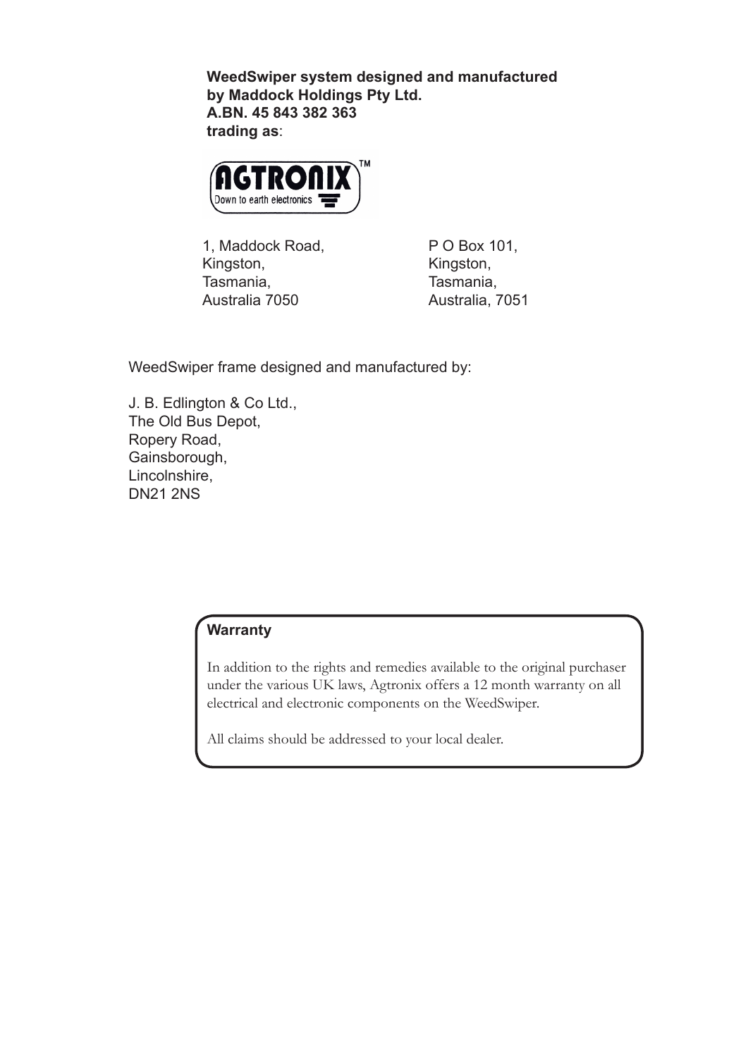**WeedSwiper system designed and manufactured by Maddock Holdings Pty Ltd.**
**A.BN. 45 843 382 363**
**trading as**:

AGTRONIX™
Down to earth electronics

1, Maddock Road,
Kingston,
Tasmania,
Australia 7050

P O Box 101,
Kingston,
Tasmania,
Australia, 7051

WeedSwiper frame designed and manufactured by:

J. B. Edlington & Co Ltd.,
The Old Bus Depot,
Ropery Road,
Gainsborough,
Lincolnshire,
DN21 2NS

**Warranty**

In addition to the rights and remedies available to the original purchaser under the various UK laws, Agtronix offers a 12 month warranty on all electrical and electronic components on the WeedSwiper.

All claims should be addressed to your local dealer.